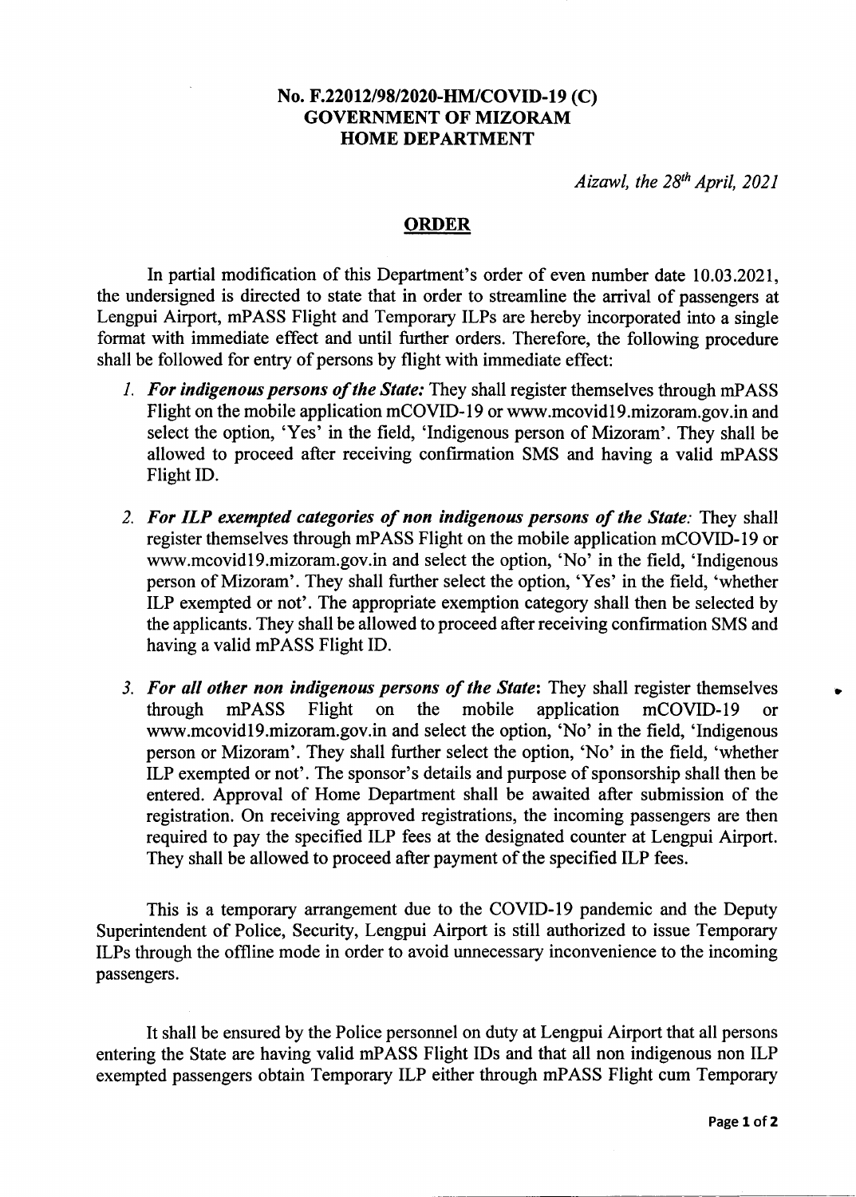**No. F.22012/98/2020-HM/COVID-19 (C)**
**GOVERNMENT OF MIZORAM**
**HOME DEPARTMENT**

*Aizawl, the 28th April, 2021*

## ORDER

In partial modification of this Department's order of even number date 10.03.2021, the undersigned is directed to state that in order to streamline the arrival of passengers at Lengpui Airport, mPASS Flight and Temporary ILPs are hereby incorporated into a single format with immediate effect and until further orders. Therefore, the following procedure shall be followed for entry of persons by flight with immediate effect:

1. ***For indigenous persons of the State:*** They shall register themselves through mPASS Flight on the mobile application mCOVID-19 or www.mcovid19.mizoram.gov.in and select the option, 'Yes' in the field, 'Indigenous person of Mizoram'. They shall be allowed to proceed after receiving confirmation SMS and having a valid mPASS Flight ID.

2. ***For ILP exempted categories of non indigenous persons of the State:*** They shall register themselves through mPASS Flight on the mobile application mCOVID-19 or www.mcovid19.mizoram.gov.in and select the option, 'No' in the field, 'Indigenous person of Mizoram'. They shall further select the option, 'Yes' in the field, 'whether ILP exempted or not'. The appropriate exemption category shall then be selected by the applicants. They shall be allowed to proceed after receiving confirmation SMS and having a valid mPASS Flight ID.

3. ***For all other non indigenous persons of the State*:** They shall register themselves through mPASS Flight on the mobile application mCOVID-19 or www.mcovid19.mizoram.gov.in and select the option, 'No' in the field, 'Indigenous person or Mizoram'. They shall further select the option, 'No' in the field, 'whether ILP exempted or not'. The sponsor's details and purpose of sponsorship shall then be entered. Approval of Home Department shall be awaited after submission of the registration. On receiving approved registrations, the incoming passengers are then required to pay the specified ILP fees at the designated counter at Lengpui Airport. They shall be allowed to proceed after payment of the specified ILP fees.

This is a temporary arrangement due to the COVID-19 pandemic and the Deputy Superintendent of Police, Security, Lengpui Airport is still authorized to issue Temporary ILPs through the offline mode in order to avoid unnecessary inconvenience to the incoming passengers.

It shall be ensured by the Police personnel on duty at Lengpui Airport that all persons entering the State are having valid mPASS Flight IDs and that all non indigenous non ILP exempted passengers obtain Temporary ILP either through mPASS Flight cum Temporary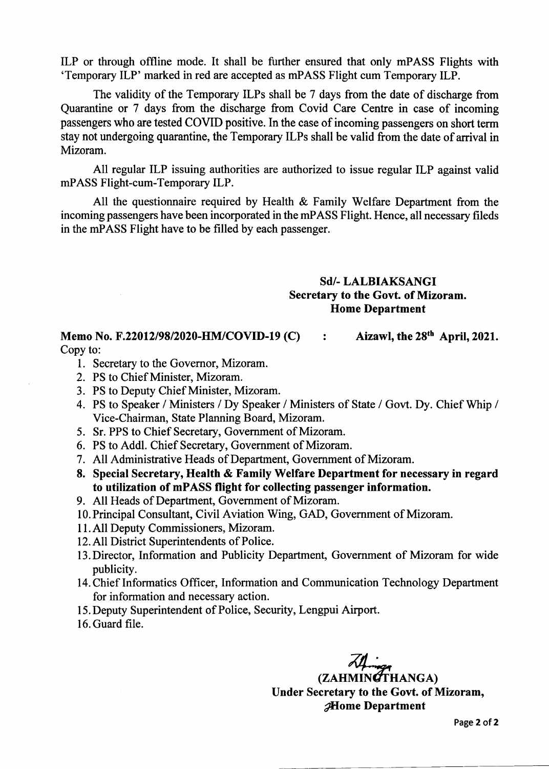ILP or through offline mode. It shall be further ensured that only mPASS Flights with 'Temporary ILP' marked in red are accepted as mPASS Flight cum Temporary ILP.

The validity of the Temporary ILPs shall be 7 days from the date of discharge from Quarantine or 7 days from the discharge from Covid Care Centre in case of incoming passengers who are tested COVID positive. In the case of incoming passengers on short term stay not undergoing quarantine, the Temporary ILPs shall be valid from the date of arrival in Mizoram.

All regular ILP issuing authorities are authorized to issue regular ILP against valid mPASS Flight-cum-Temporary ILP.

All the questionnaire required by Health & Family Welfare Department from the incoming passengers have been incorporated in the mPASS Flight. Hence, all necessary fileds in the mPASS Flight have to be filled by each passenger.

**Sd/- LALBIAKSANGI**
**Secretary to the Govt. of Mizoram.**
**Home Department**

**Memo No. F.22012/98/2020-HM/COVID-19 (C) : Aizawl, the 28th April, 2021.**

Copy to:

1. Secretary to the Governor, Mizoram.
2. PS to Chief Minister, Mizoram.
3. PS to Deputy Chief Minister, Mizoram.
4. PS to Speaker / Ministers / Dy Speaker / Ministers of State / Govt. Dy. Chief Whip / Vice-Chairman, State Planning Board, Mizoram.
5. Sr. PPS to Chief Secretary, Government of Mizoram.
6. PS to Addl. Chief Secretary, Government of Mizoram.
7. All Administrative Heads of Department, Government of Mizoram.
8. **Special Secretary, Health & Family Welfare Department for necessary in regard to utilization of mPASS flight for collecting passenger information.**
9. All Heads of Department, Government of Mizoram.
10. Principal Consultant, Civil Aviation Wing, GAD, Government of Mizoram.
11. All Deputy Commissioners, Mizoram.
12. All District Superintendents of Police.
13. Director, Information and Publicity Department, Government of Mizoram for wide publicity.
14. Chief Informatics Officer, Information and Communication Technology Department for information and necessary action.
15. Deputy Superintendent of Police, Security, Lengpui Airport.
16. Guard file.

**(ZAHMINGTHANGA)**
**Under Secretary to the Govt. of Mizoram,**
**Home Department**